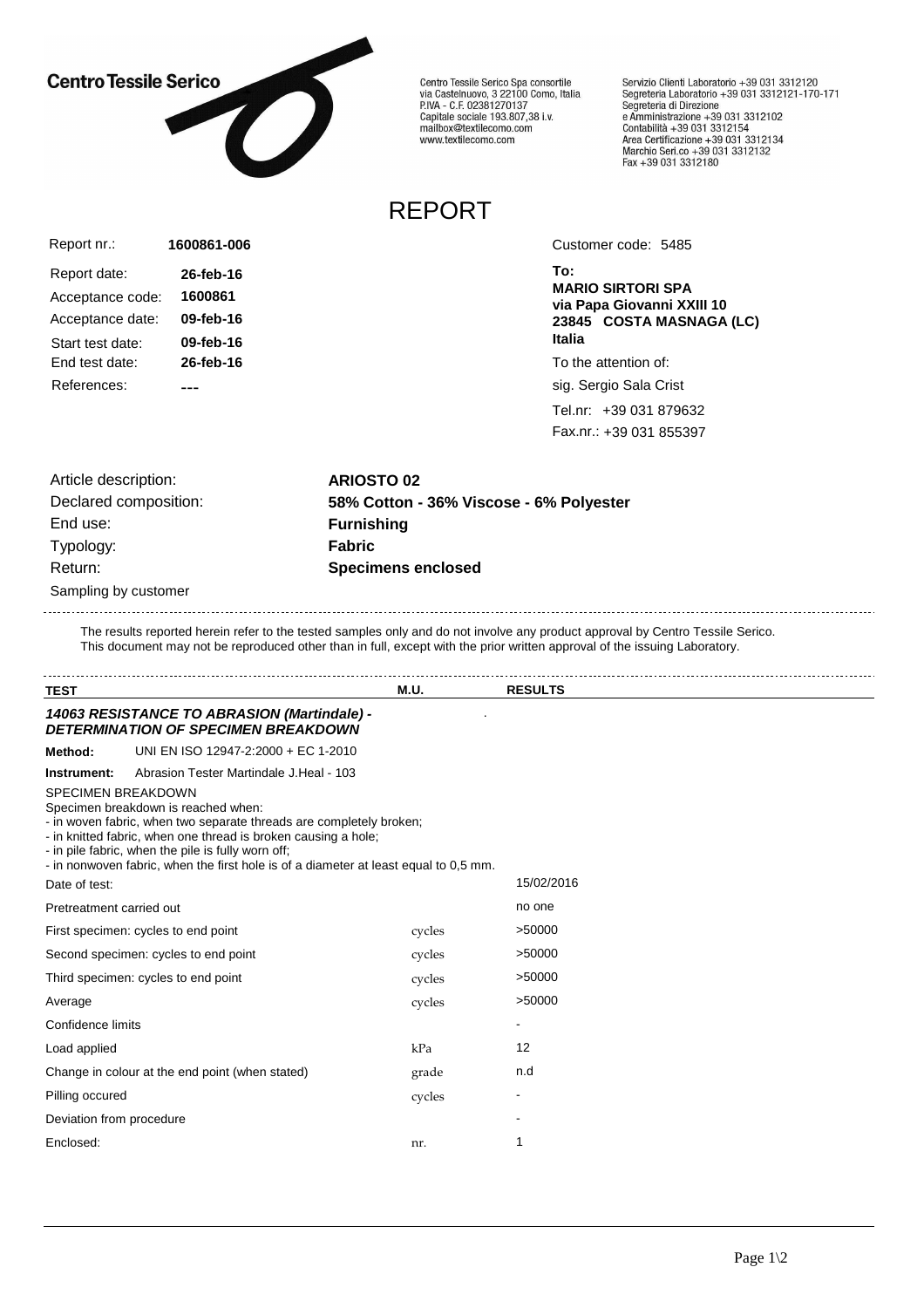**Centro Tessile Serico**

Centro Tessile Serico Spa consortile
via Castelnuovo, 3 22100 Como, Italia
P.IVA - C.F. 02381270137
Capitale sociale 193.807,38 i.v.
mailbox@textilecomo.com
www.textilecomo.com

Servizio Clienti Laboratorio +39 031 3312120
Segreteria Laboratorio +39 031 3312121-170-171
Segreteria di Direzione
e Amministrazione +39 031 3312102
Contabilità +39 031 3312154
Area Certificazione +39 031 3312134
Marchio Seri.co +39 031 3312132
Fax +39 031 3312180

# REPORT

| | |
|---|---|
| Report nr.: | **1600861-006** |
| Report date: | **26-feb-16** |
| Acceptance code: | **1600861** |
| Acceptance date: | **09-feb-16** |
| Start test date: | **09-feb-16** |
| End test date: | **26-feb-16** |
| References: | **---** |

Customer code: 5485

**To:**
**MARIO SIRTORI SPA**
**via Papa Giovanni XXIII 10**
**23845 COSTA MASNAGA (LC)**
**Italia**

To the attention of:
sig. Sergio Sala Crist

Tel.nr: +39 031 879632
Fax.nr.: +39 031 855397

| | |
|---|---|
| Article description: | **ARIOSTO 02** |
| Declared composition: | **58% Cotton - 36% Viscose - 6% Polyester** |
| End use: | **Furnishing** |
| Typology: | **Fabric** |
| Return: | **Specimens enclosed** |

Sampling by customer

The results reported herein refer to the tested samples only and do not involve any product approval by Centro Tessile Serico.
This document may not be reproduced other than in full, except with the prior written approval of the issuing Laboratory.

| **TEST** | **M.U.** | **RESULTS** |
|---|---|---|
| ***14063 RESISTANCE TO ABRASION (Martindale) - DETERMINATION OF SPECIMEN BREAKDOWN*** | | |

**Method:** UNI EN ISO 12947-2:2000 + EC 1-2010

**Instrument:** Abrasion Tester Martindale J.Heal - 103

SPECIMEN BREAKDOWN
Specimen breakdown is reached when:
- in woven fabric, when two separate threads are completely broken;
- in knitted fabric, when one thread is broken causing a hole;
- in pile fabric, when the pile is fully worn off;
- in nonwoven fabric, when the first hole is of a diameter at least equal to 0,5 mm.

| | | |
|---|---|---|
| Date of test: | | 15/02/2016 |
| Pretreatment carried out | | no one |
| First specimen: cycles to end point | cycles | >50000 |
| Second specimen: cycles to end point | cycles | >50000 |
| Third specimen: cycles to end point | cycles | >50000 |
| Average | cycles | >50000 |
| Confidence limits | | - |
| Load applied | kPa | 12 |
| Change in colour at the end point (when stated) | grade | n.d |
| Pilling occured | cycles | - |
| Deviation from procedure | | - |
| Enclosed: | nr. | 1 |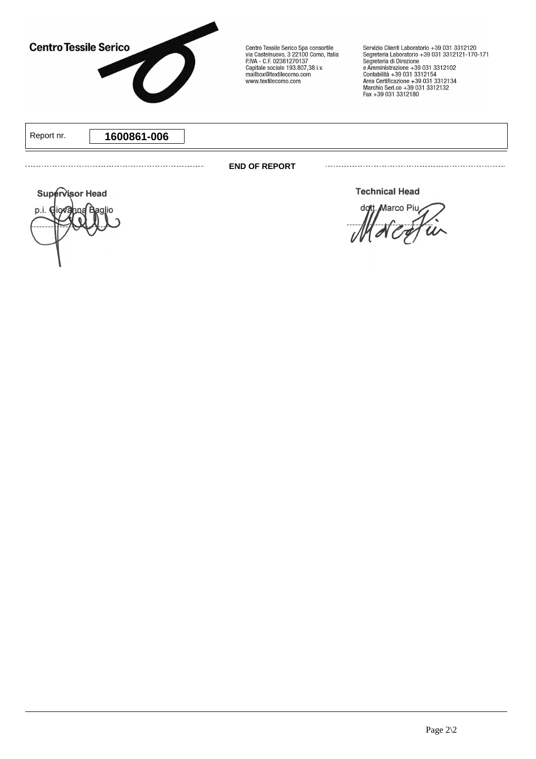**Centro Tessile Serico**

Centro Tessile Serico Spa consortile
via Castelnuovo, 3 22100 Como, Italia
P.IVA - C.F. 02381270137
Capitale sociale 193.807,38 i.v.
mailbox@textilecomo.com
www.textilecomo.com

Servizio Clienti Laboratorio +39 031 3312120
Segreteria Laboratorio +39 031 3312121-170-171
Segreteria di Direzione
e Amministrazione +39 031 3312102
Contabilità +39 031 3312154
Area Certificazione +39 031 3312134
Marchio Seri.co +39 031 3312132
Fax +39 031 3312180

| | |
|---|---|
| Report nr. | **1600861-006** |

**END OF REPORT**

**Supervisor Head**

p.i. Giovanna Baglio

**Technical Head**

dott. Marco Piu